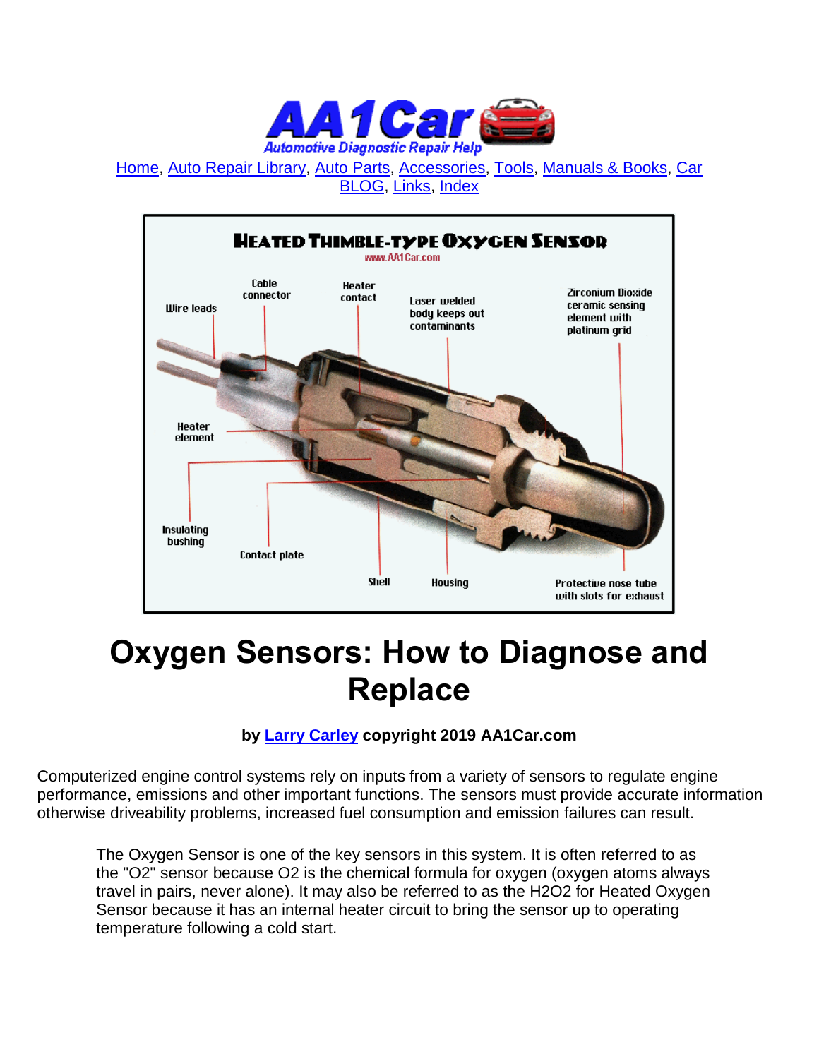Home, Auto Repair Library, Auto Parts, Accessories, Tools, Manuals & Books, Car BLOG, Links, Index

HEATED THIMBLE-TYPE OXYGEN SENSOR

www.AA1Car.com

Wire leads

Cable connector

Heater contact

Laser welded body keeps out contaminants

Zirconium Dioxide ceramic sensing element with platinum grid

Heater element

Insulating bushing

Contact plate

Shell

Housing

Protective nose tube with slots for exhaust

# Oxygen Sensors: How to Diagnose and Replace

**by Larry Carley copyright 2019 AA1Car.com**

Computerized engine control systems rely on inputs from a variety of sensors to regulate engine performance, emissions and other important functions. The sensors must provide accurate information otherwise driveability problems, increased fuel consumption and emission failures can result.

> The Oxygen Sensor is one of the key sensors in this system. It is often referred to as the "O2" sensor because O2 is the chemical formula for oxygen (oxygen atoms always travel in pairs, never alone). It may also be referred to as the H2O2 for Heated Oxygen Sensor because it has an internal heater circuit to bring the sensor up to operating temperature following a cold start.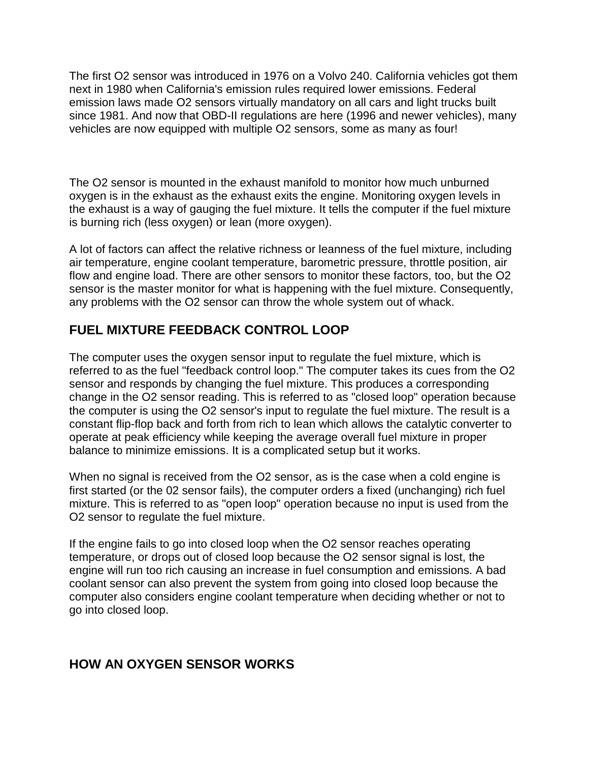The first O2 sensor was introduced in 1976 on a Volvo 240. California vehicles got them next in 1980 when California's emission rules required lower emissions. Federal emission laws made O2 sensors virtually mandatory on all cars and light trucks built since 1981. And now that OBD-II regulations are here (1996 and newer vehicles), many vehicles are now equipped with multiple O2 sensors, some as many as four!

The O2 sensor is mounted in the exhaust manifold to monitor how much unburned oxygen is in the exhaust as the exhaust exits the engine. Monitoring oxygen levels in the exhaust is a way of gauging the fuel mixture. It tells the computer if the fuel mixture is burning rich (less oxygen) or lean (more oxygen).

A lot of factors can affect the relative richness or leanness of the fuel mixture, including air temperature, engine coolant temperature, barometric pressure, throttle position, air flow and engine load. There are other sensors to monitor these factors, too, but the O2 sensor is the master monitor for what is happening with the fuel mixture. Consequently, any problems with the O2 sensor can throw the whole system out of whack.

## FUEL MIXTURE FEEDBACK CONTROL LOOP

The computer uses the oxygen sensor input to regulate the fuel mixture, which is referred to as the fuel "feedback control loop." The computer takes its cues from the O2 sensor and responds by changing the fuel mixture. This produces a corresponding change in the O2 sensor reading. This is referred to as "closed loop" operation because the computer is using the O2 sensor's input to regulate the fuel mixture. The result is a constant flip-flop back and forth from rich to lean which allows the catalytic converter to operate at peak efficiency while keeping the average overall fuel mixture in proper balance to minimize emissions. It is a complicated setup but it works.

When no signal is received from the O2 sensor, as is the case when a cold engine is first started (or the 02 sensor fails), the computer orders a fixed (unchanging) rich fuel mixture. This is referred to as "open loop" operation because no input is used from the O2 sensor to regulate the fuel mixture.

If the engine fails to go into closed loop when the O2 sensor reaches operating temperature, or drops out of closed loop because the O2 sensor signal is lost, the engine will run too rich causing an increase in fuel consumption and emissions. A bad coolant sensor can also prevent the system from going into closed loop because the computer also considers engine coolant temperature when deciding whether or not to go into closed loop.

## HOW AN OXYGEN SENSOR WORKS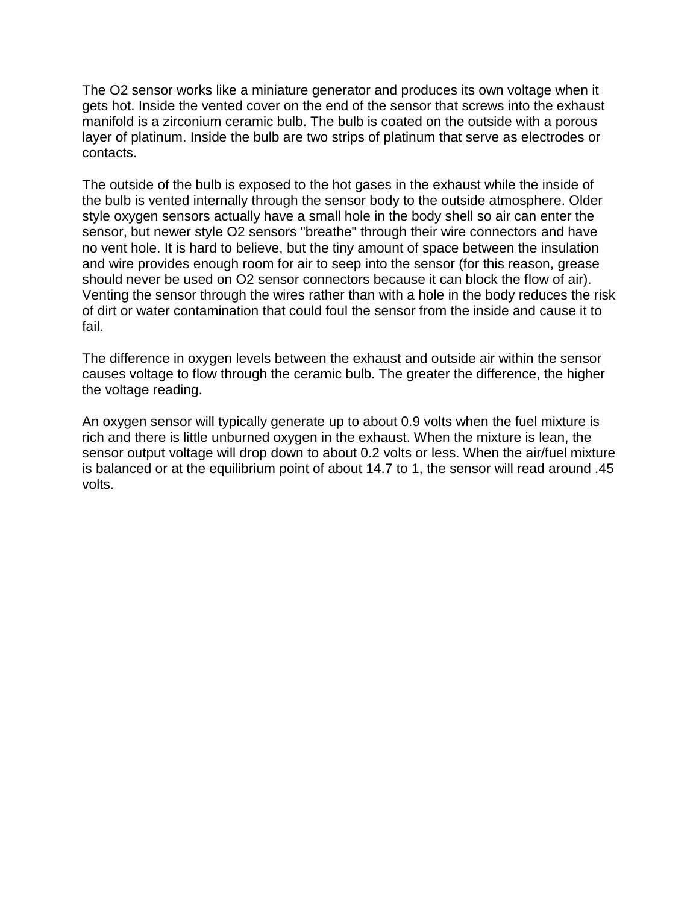The O2 sensor works like a miniature generator and produces its own voltage when it gets hot. Inside the vented cover on the end of the sensor that screws into the exhaust manifold is a zirconium ceramic bulb. The bulb is coated on the outside with a porous layer of platinum. Inside the bulb are two strips of platinum that serve as electrodes or contacts.

The outside of the bulb is exposed to the hot gases in the exhaust while the inside of the bulb is vented internally through the sensor body to the outside atmosphere. Older style oxygen sensors actually have a small hole in the body shell so air can enter the sensor, but newer style O2 sensors "breathe" through their wire connectors and have no vent hole. It is hard to believe, but the tiny amount of space between the insulation and wire provides enough room for air to seep into the sensor (for this reason, grease should never be used on O2 sensor connectors because it can block the flow of air). Venting the sensor through the wires rather than with a hole in the body reduces the risk of dirt or water contamination that could foul the sensor from the inside and cause it to fail.

The difference in oxygen levels between the exhaust and outside air within the sensor causes voltage to flow through the ceramic bulb. The greater the difference, the higher the voltage reading.

An oxygen sensor will typically generate up to about 0.9 volts when the fuel mixture is rich and there is little unburned oxygen in the exhaust. When the mixture is lean, the sensor output voltage will drop down to about 0.2 volts or less. When the air/fuel mixture is balanced or at the equilibrium point of about 14.7 to 1, the sensor will read around .45 volts.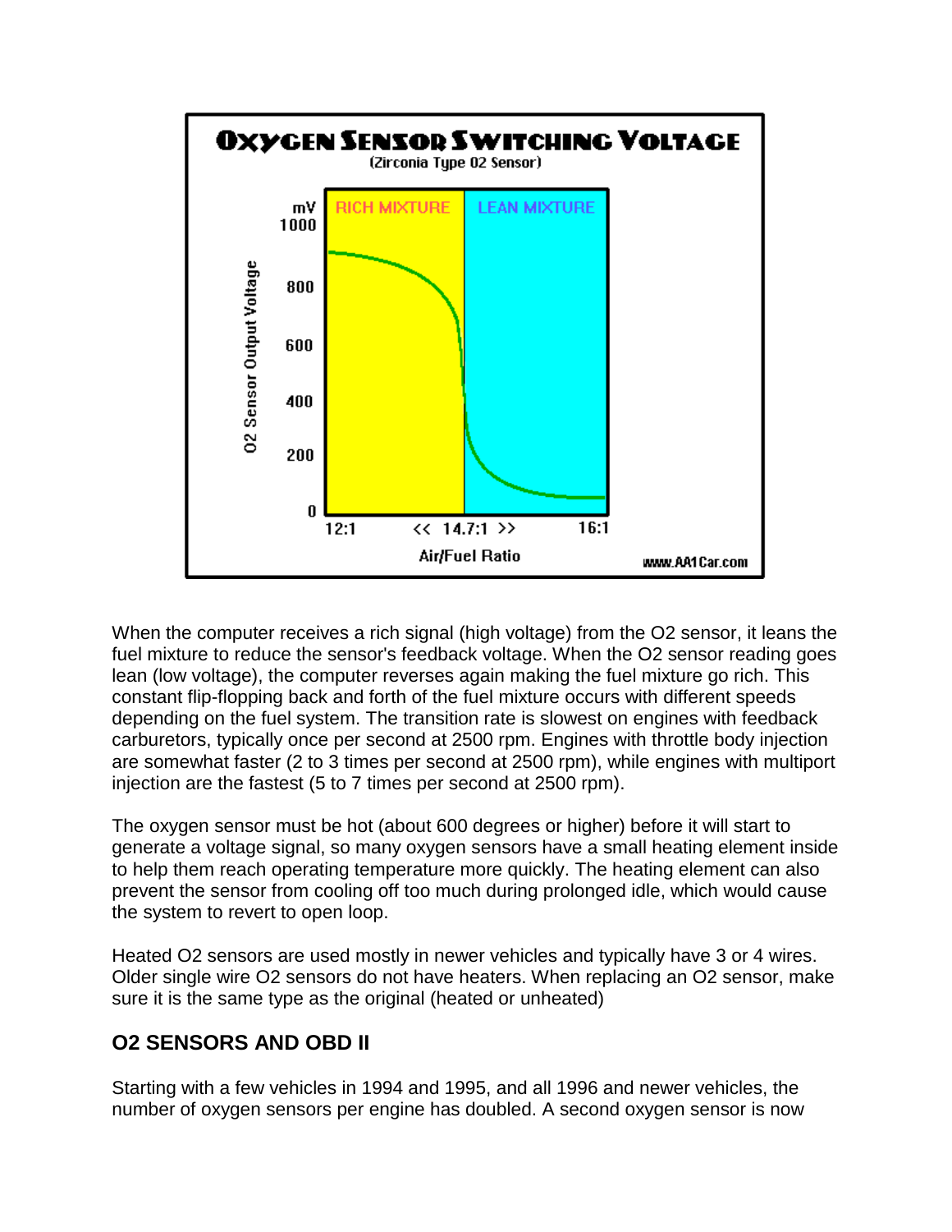When the computer receives a rich signal (high voltage) from the O2 sensor, it leans the fuel mixture to reduce the sensor's feedback voltage. When the O2 sensor reading goes lean (low voltage), the computer reverses again making the fuel mixture go rich. This constant flip-flopping back and forth of the fuel mixture occurs with different speeds depending on the fuel system. The transition rate is slowest on engines with feedback carburetors, typically once per second at 2500 rpm. Engines with throttle body injection are somewhat faster (2 to 3 times per second at 2500 rpm), while engines with multiport injection are the fastest (5 to 7 times per second at 2500 rpm).

The oxygen sensor must be hot (about 600 degrees or higher) before it will start to generate a voltage signal, so many oxygen sensors have a small heating element inside to help them reach operating temperature more quickly. The heating element can also prevent the sensor from cooling off too much during prolonged idle, which would cause the system to revert to open loop.

Heated O2 sensors are used mostly in newer vehicles and typically have 3 or 4 wires. Older single wire O2 sensors do not have heaters. When replacing an O2 sensor, make sure it is the same type as the original (heated or unheated)

## O2 SENSORS AND OBD II

Starting with a few vehicles in 1994 and 1995, and all 1996 and newer vehicles, the number of oxygen sensors per engine has doubled. A second oxygen sensor is now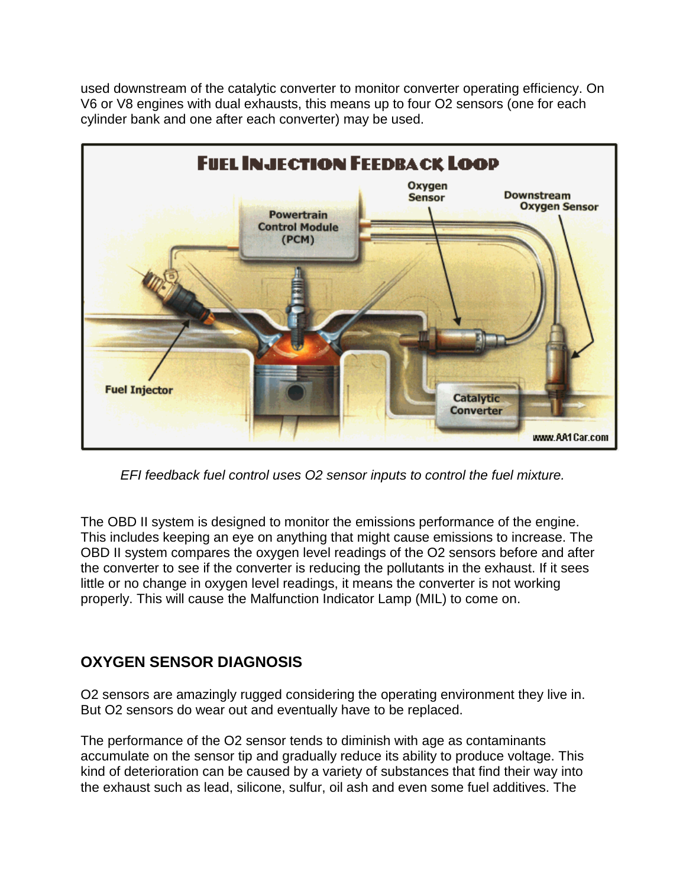used downstream of the catalytic converter to monitor converter operating efficiency. On V6 or V8 engines with dual exhausts, this means up to four O2 sensors (one for each cylinder bank and one after each converter) may be used.

*EFI feedback fuel control uses O2 sensor inputs to control the fuel mixture.*

The OBD II system is designed to monitor the emissions performance of the engine. This includes keeping an eye on anything that might cause emissions to increase. The OBD II system compares the oxygen level readings of the O2 sensors before and after the converter to see if the converter is reducing the pollutants in the exhaust. If it sees little or no change in oxygen level readings, it means the converter is not working properly. This will cause the Malfunction Indicator Lamp (MIL) to come on.

## OXYGEN SENSOR DIAGNOSIS

O2 sensors are amazingly rugged considering the operating environment they live in. But O2 sensors do wear out and eventually have to be replaced.

The performance of the O2 sensor tends to diminish with age as contaminants accumulate on the sensor tip and gradually reduce its ability to produce voltage. This kind of deterioration can be caused by a variety of substances that find their way into the exhaust such as lead, silicone, sulfur, oil ash and even some fuel additives. The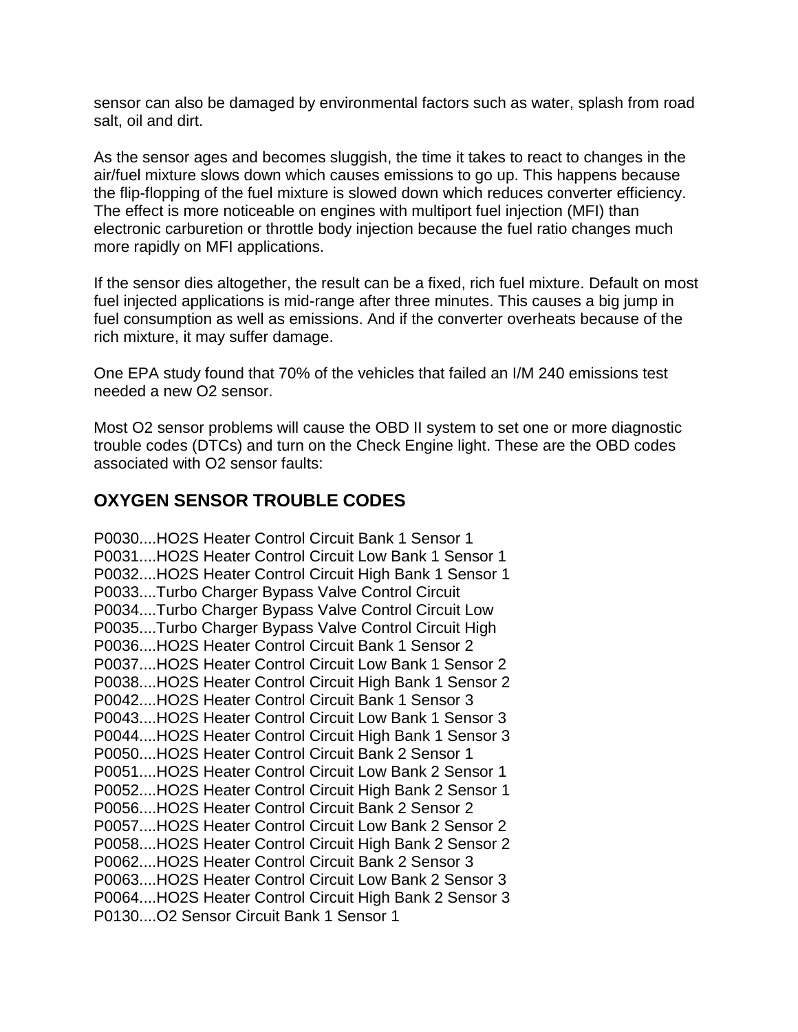sensor can also be damaged by environmental factors such as water, splash from road salt, oil and dirt.

As the sensor ages and becomes sluggish, the time it takes to react to changes in the air/fuel mixture slows down which causes emissions to go up. This happens because the flip-flopping of the fuel mixture is slowed down which reduces converter efficiency. The effect is more noticeable on engines with multiport fuel injection (MFI) than electronic carburetion or throttle body injection because the fuel ratio changes much more rapidly on MFI applications.

If the sensor dies altogether, the result can be a fixed, rich fuel mixture. Default on most fuel injected applications is mid-range after three minutes. This causes a big jump in fuel consumption as well as emissions. And if the converter overheats because of the rich mixture, it may suffer damage.

One EPA study found that 70% of the vehicles that failed an I/M 240 emissions test needed a new O2 sensor.

Most O2 sensor problems will cause the OBD II system to set one or more diagnostic trouble codes (DTCs) and turn on the Check Engine light. These are the OBD codes associated with O2 sensor faults:

## OXYGEN SENSOR TROUBLE CODES

P0030....HO2S Heater Control Circuit Bank 1 Sensor 1
P0031....HO2S Heater Control Circuit Low Bank 1 Sensor 1
P0032....HO2S Heater Control Circuit High Bank 1 Sensor 1
P0033....Turbo Charger Bypass Valve Control Circuit
P0034....Turbo Charger Bypass Valve Control Circuit Low
P0035....Turbo Charger Bypass Valve Control Circuit High
P0036....HO2S Heater Control Circuit Bank 1 Sensor 2
P0037....HO2S Heater Control Circuit Low Bank 1 Sensor 2
P0038....HO2S Heater Control Circuit High Bank 1 Sensor 2
P0042....HO2S Heater Control Circuit Bank 1 Sensor 3
P0043....HO2S Heater Control Circuit Low Bank 1 Sensor 3
P0044....HO2S Heater Control Circuit High Bank 1 Sensor 3
P0050....HO2S Heater Control Circuit Bank 2 Sensor 1
P0051....HO2S Heater Control Circuit Low Bank 2 Sensor 1
P0052....HO2S Heater Control Circuit High Bank 2 Sensor 1
P0056....HO2S Heater Control Circuit Bank 2 Sensor 2
P0057....HO2S Heater Control Circuit Low Bank 2 Sensor 2
P0058....HO2S Heater Control Circuit High Bank 2 Sensor 2
P0062....HO2S Heater Control Circuit Bank 2 Sensor 3
P0063....HO2S Heater Control Circuit Low Bank 2 Sensor 3
P0064....HO2S Heater Control Circuit High Bank 2 Sensor 3
P0130....O2 Sensor Circuit Bank 1 Sensor 1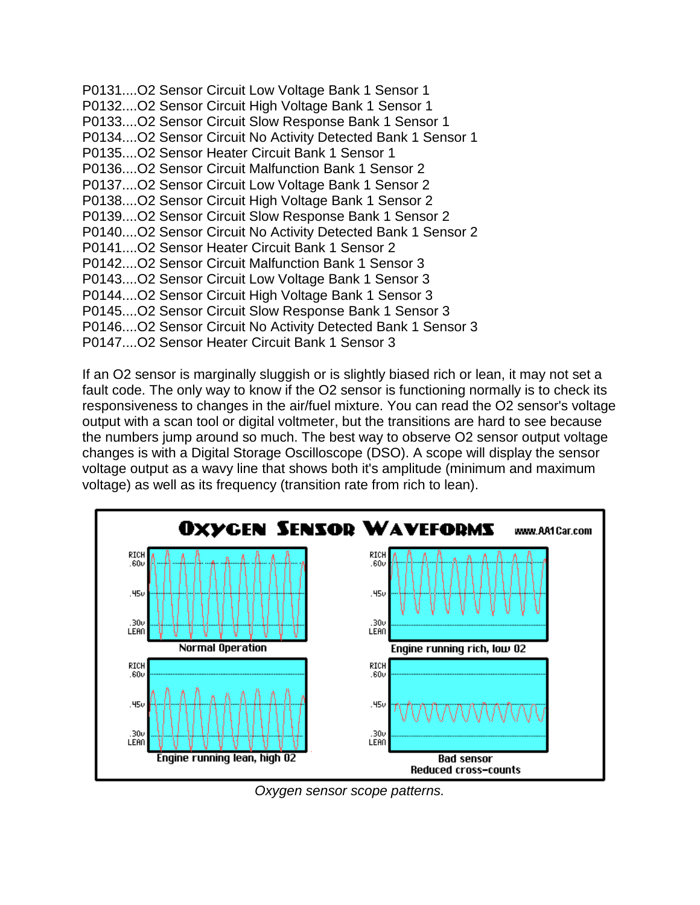P0131....O2 Sensor Circuit Low Voltage Bank 1 Sensor 1
P0132....O2 Sensor Circuit High Voltage Bank 1 Sensor 1
P0133....O2 Sensor Circuit Slow Response Bank 1 Sensor 1
P0134....O2 Sensor Circuit No Activity Detected Bank 1 Sensor 1
P0135....O2 Sensor Heater Circuit Bank 1 Sensor 1
P0136....O2 Sensor Circuit Malfunction Bank 1 Sensor 2
P0137....O2 Sensor Circuit Low Voltage Bank 1 Sensor 2
P0138....O2 Sensor Circuit High Voltage Bank 1 Sensor 2
P0139....O2 Sensor Circuit Slow Response Bank 1 Sensor 2
P0140....O2 Sensor Circuit No Activity Detected Bank 1 Sensor 2
P0141....O2 Sensor Heater Circuit Bank 1 Sensor 2
P0142....O2 Sensor Circuit Malfunction Bank 1 Sensor 3
P0143....O2 Sensor Circuit Low Voltage Bank 1 Sensor 3
P0144....O2 Sensor Circuit High Voltage Bank 1 Sensor 3
P0145....O2 Sensor Circuit Slow Response Bank 1 Sensor 3
P0146....O2 Sensor Circuit No Activity Detected Bank 1 Sensor 3
P0147....O2 Sensor Heater Circuit Bank 1 Sensor 3

If an O2 sensor is marginally sluggish or is slightly biased rich or lean, it may not set a fault code. The only way to know if the O2 sensor is functioning normally is to check its responsiveness to changes in the air/fuel mixture. You can read the O2 sensor's voltage output with a scan tool or digital voltmeter, but the transitions are hard to see because the numbers jump around so much. The best way to observe O2 sensor output voltage changes is with a Digital Storage Oscilloscope (DSO). A scope will display the sensor voltage output as a wavy line that shows both it's amplitude (minimum and maximum voltage) as well as its frequency (transition rate from rich to lean).

*Oxygen sensor scope patterns.*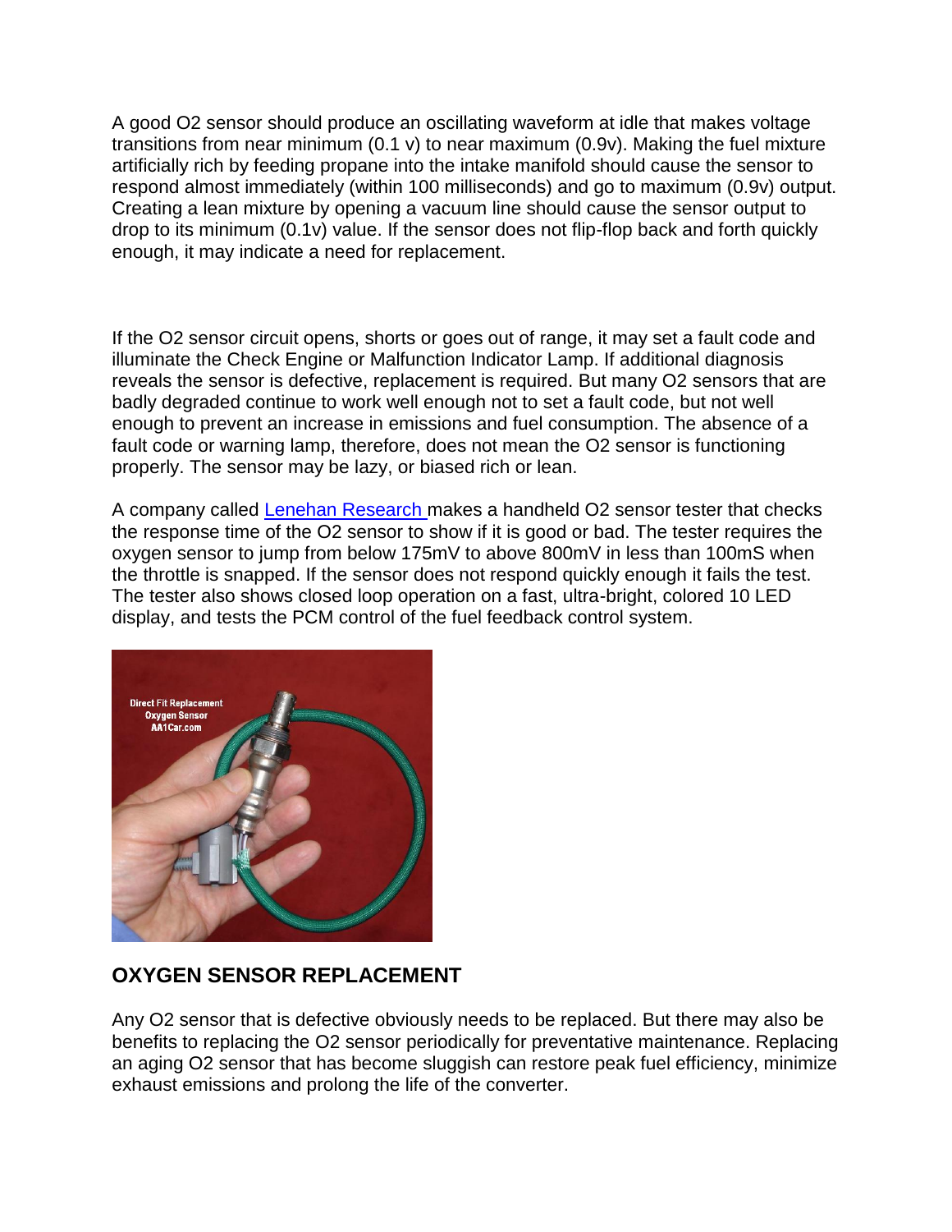A good O2 sensor should produce an oscillating waveform at idle that makes voltage transitions from near minimum (0.1 v) to near maximum (0.9v). Making the fuel mixture artificially rich by feeding propane into the intake manifold should cause the sensor to respond almost immediately (within 100 milliseconds) and go to maximum (0.9v) output. Creating a lean mixture by opening a vacuum line should cause the sensor output to drop to its minimum (0.1v) value. If the sensor does not flip-flop back and forth quickly enough, it may indicate a need for replacement.

If the O2 sensor circuit opens, shorts or goes out of range, it may set a fault code and illuminate the Check Engine or Malfunction Indicator Lamp. If additional diagnosis reveals the sensor is defective, replacement is required. But many O2 sensors that are badly degraded continue to work well enough not to set a fault code, but not well enough to prevent an increase in emissions and fuel consumption. The absence of a fault code or warning lamp, therefore, does not mean the O2 sensor is functioning properly. The sensor may be lazy, or biased rich or lean.

A company called Lenehan Research makes a handheld O2 sensor tester that checks the response time of the O2 sensor to show if it is good or bad. The tester requires the oxygen sensor to jump from below 175mV to above 800mV in less than 100mS when the throttle is snapped. If the sensor does not respond quickly enough it fails the test. The tester also shows closed loop operation on a fast, ultra-bright, colored 10 LED display, and tests the PCM control of the fuel feedback control system.

## OXYGEN SENSOR REPLACEMENT

Any O2 sensor that is defective obviously needs to be replaced. But there may also be benefits to replacing the O2 sensor periodically for preventative maintenance. Replacing an aging O2 sensor that has become sluggish can restore peak fuel efficiency, minimize exhaust emissions and prolong the life of the converter.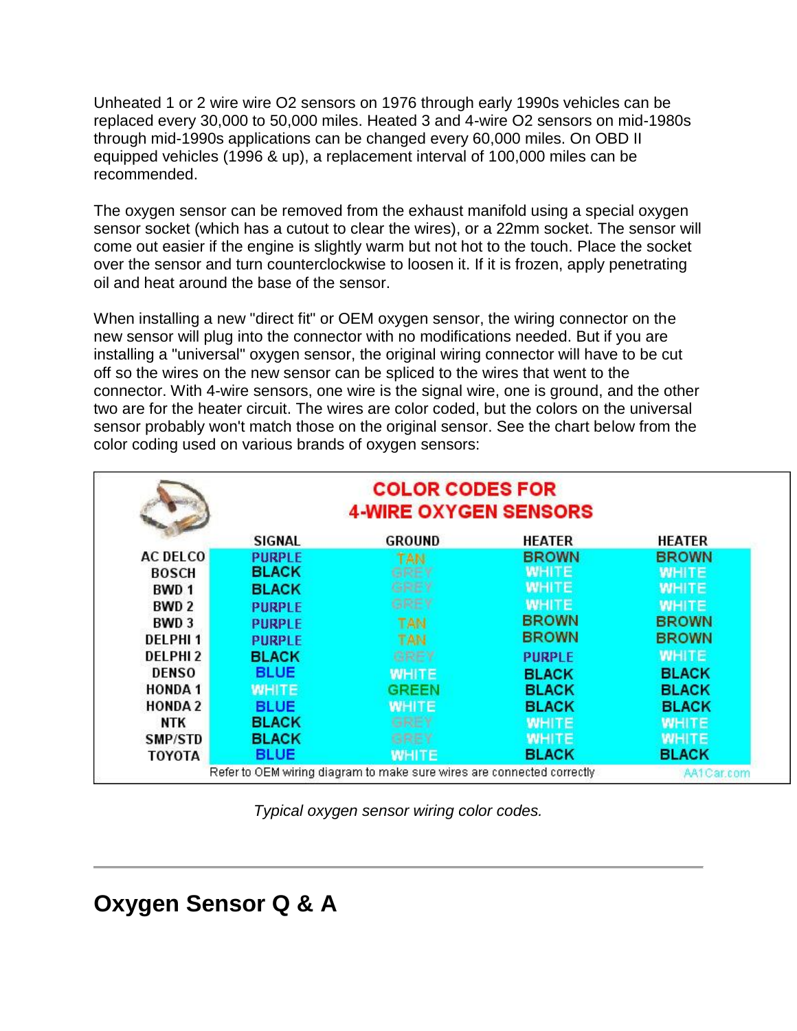Unheated 1 or 2 wire wire O2 sensors on 1976 through early 1990s vehicles can be replaced every 30,000 to 50,000 miles. Heated 3 and 4-wire O2 sensors on mid-1980s through mid-1990s applications can be changed every 60,000 miles. On OBD II equipped vehicles (1996 & up), a replacement interval of 100,000 miles can be recommended.

The oxygen sensor can be removed from the exhaust manifold using a special oxygen sensor socket (which has a cutout to clear the wires), or a 22mm socket. The sensor will come out easier if the engine is slightly warm but not hot to the touch. Place the socket over the sensor and turn counterclockwise to loosen it. If it is frozen, apply penetrating oil and heat around the base of the sensor.

When installing a new "direct fit" or OEM oxygen sensor, the wiring connector on the new sensor will plug into the connector with no modifications needed. But if you are installing a "universal" oxygen sensor, the original wiring connector will have to be cut off so the wires on the new sensor can be spliced to the wires that went to the connector. With 4-wire sensors, one wire is the signal wire, one is ground, and the other two are for the heater circuit. The wires are color coded, but the colors on the universal sensor probably won't match those on the original sensor. See the chart below from the color coding used on various brands of oxygen sensors:

**COLOR CODES FOR 4-WIRE OXYGEN SENSORS**

| | SIGNAL | GROUND | HEATER | HEATER |
|---|---|---|---|---|
| AC DELCO | PURPLE | TAN | BROWN | BROWN |
| BOSCH | BLACK | GREY | WHITE | WHITE |
| BWD 1 | BLACK | GREY | WHITE | WHITE |
| BWD 2 | PURPLE | GREY | WHITE | WHITE |
| BWD 3 | PURPLE | TAN | BROWN | BROWN |
| DELPHI 1 | PURPLE | TAN | BROWN | BROWN |
| DELPHI 2 | BLACK | GREY | PURPLE | WHITE |
| DENSO | BLUE | WHITE | BLACK | BLACK |
| HONDA 1 | WHITE | GREEN | BLACK | BLACK |
| HONDA 2 | BLUE | WHITE | BLACK | BLACK |
| NTK | BLACK | GREY | WHITE | WHITE |
| SMP/STD | BLACK | GREY | WHITE | WHITE |
| TOYOTA | BLUE | WHITE | BLACK | BLACK |

Refer to OEM wiring diagram to make sure wires are connected correctly — AA1Car.com

*Typical oxygen sensor wiring color codes.*

---

# Oxygen Sensor Q & A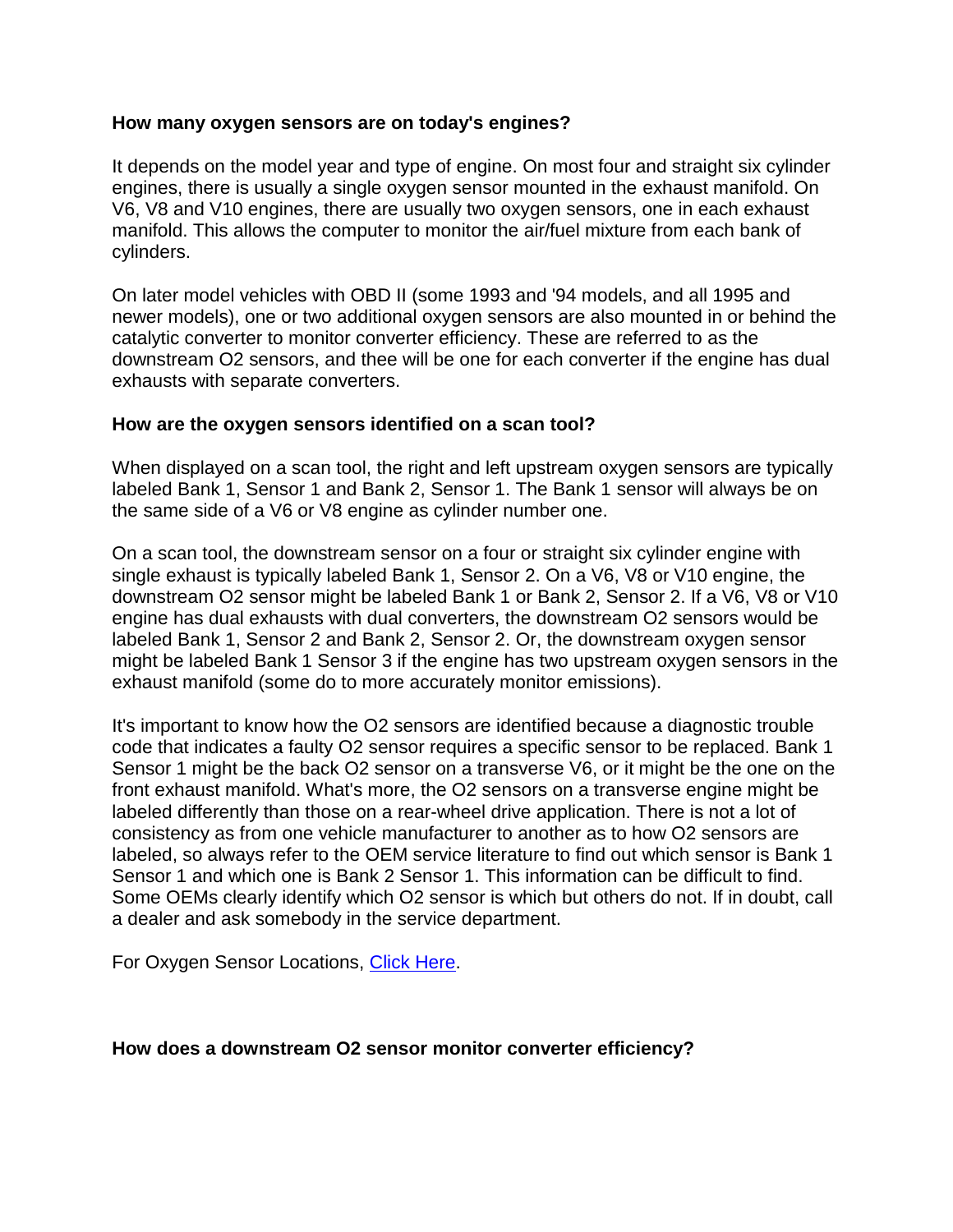**How many oxygen sensors are on today's engines?**

It depends on the model year and type of engine. On most four and straight six cylinder engines, there is usually a single oxygen sensor mounted in the exhaust manifold. On V6, V8 and V10 engines, there are usually two oxygen sensors, one in each exhaust manifold. This allows the computer to monitor the air/fuel mixture from each bank of cylinders.

On later model vehicles with OBD II (some 1993 and '94 models, and all 1995 and newer models), one or two additional oxygen sensors are also mounted in or behind the catalytic converter to monitor converter efficiency. These are referred to as the downstream O2 sensors, and thee will be one for each converter if the engine has dual exhausts with separate converters.

**How are the oxygen sensors identified on a scan tool?**

When displayed on a scan tool, the right and left upstream oxygen sensors are typically labeled Bank 1, Sensor 1 and Bank 2, Sensor 1. The Bank 1 sensor will always be on the same side of a V6 or V8 engine as cylinder number one.

On a scan tool, the downstream sensor on a four or straight six cylinder engine with single exhaust is typically labeled Bank 1, Sensor 2. On a V6, V8 or V10 engine, the downstream O2 sensor might be labeled Bank 1 or Bank 2, Sensor 2. If a V6, V8 or V10 engine has dual exhausts with dual converters, the downstream O2 sensors would be labeled Bank 1, Sensor 2 and Bank 2, Sensor 2. Or, the downstream oxygen sensor might be labeled Bank 1 Sensor 3 if the engine has two upstream oxygen sensors in the exhaust manifold (some do to more accurately monitor emissions).

It's important to know how the O2 sensors are identified because a diagnostic trouble code that indicates a faulty O2 sensor requires a specific sensor to be replaced. Bank 1 Sensor 1 might be the back O2 sensor on a transverse V6, or it might be the one on the front exhaust manifold. What's more, the O2 sensors on a transverse engine might be labeled differently than those on a rear-wheel drive application. There is not a lot of consistency as from one vehicle manufacturer to another as to how O2 sensors are labeled, so always refer to the OEM service literature to find out which sensor is Bank 1 Sensor 1 and which one is Bank 2 Sensor 1. This information can be difficult to find. Some OEMs clearly identify which O2 sensor is which but others do not. If in doubt, call a dealer and ask somebody in the service department.

For Oxygen Sensor Locations, Click Here.

**How does a downstream O2 sensor monitor converter efficiency?**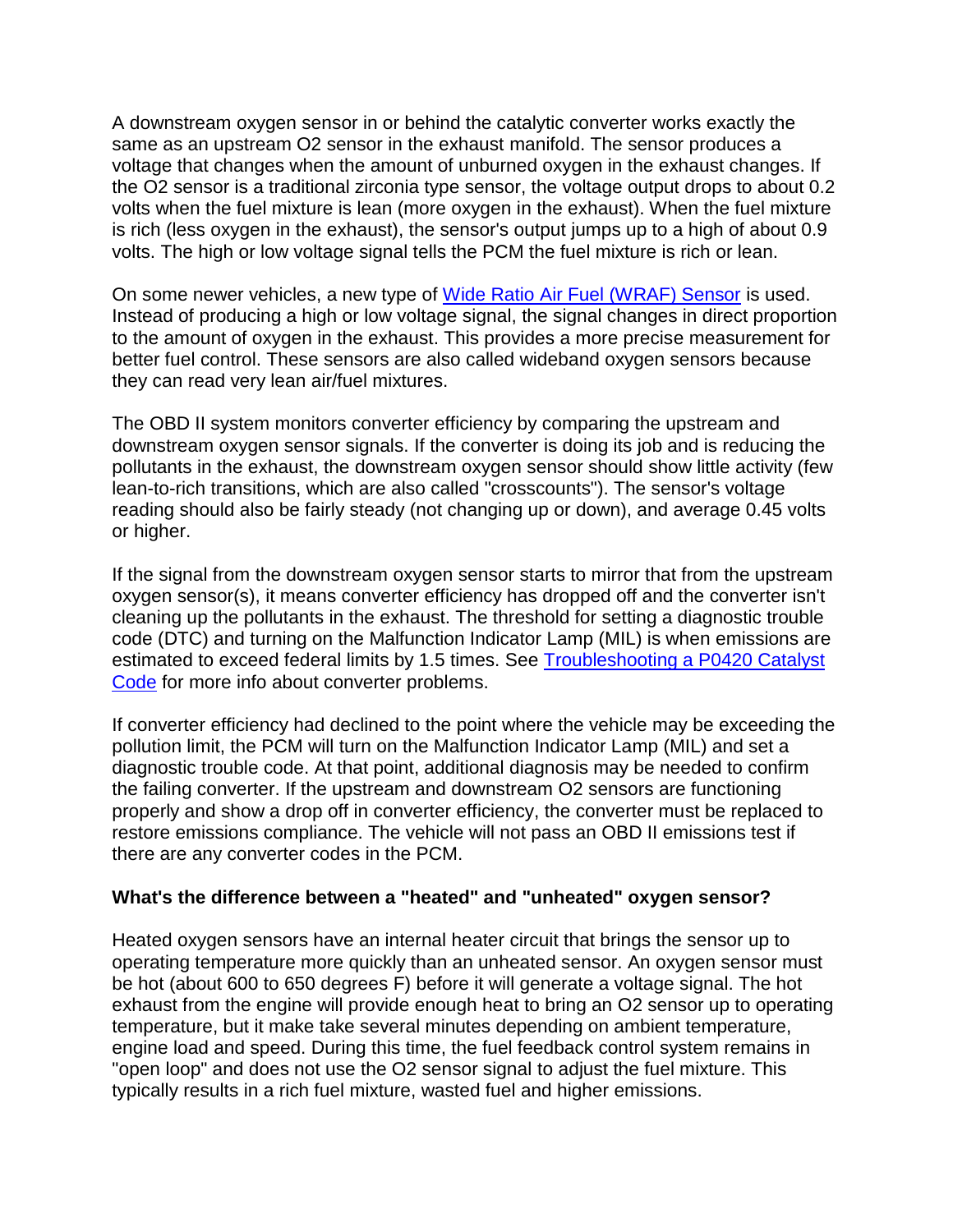A downstream oxygen sensor in or behind the catalytic converter works exactly the same as an upstream O2 sensor in the exhaust manifold. The sensor produces a voltage that changes when the amount of unburned oxygen in the exhaust changes. If the O2 sensor is a traditional zirconia type sensor, the voltage output drops to about 0.2 volts when the fuel mixture is lean (more oxygen in the exhaust). When the fuel mixture is rich (less oxygen in the exhaust), the sensor's output jumps up to a high of about 0.9 volts. The high or low voltage signal tells the PCM the fuel mixture is rich or lean.

On some newer vehicles, a new type of [Wide Ratio Air Fuel (WRAF) Sensor]() is used. Instead of producing a high or low voltage signal, the signal changes in direct proportion to the amount of oxygen in the exhaust. This provides a more precise measurement for better fuel control. These sensors are also called wideband oxygen sensors because they can read very lean air/fuel mixtures.

The OBD II system monitors converter efficiency by comparing the upstream and downstream oxygen sensor signals. If the converter is doing its job and is reducing the pollutants in the exhaust, the downstream oxygen sensor should show little activity (few lean-to-rich transitions, which are also called "crosscounts"). The sensor's voltage reading should also be fairly steady (not changing up or down), and average 0.45 volts or higher.

If the signal from the downstream oxygen sensor starts to mirror that from the upstream oxygen sensor(s), it means converter efficiency has dropped off and the converter isn't cleaning up the pollutants in the exhaust. The threshold for setting a diagnostic trouble code (DTC) and turning on the Malfunction Indicator Lamp (MIL) is when emissions are estimated to exceed federal limits by 1.5 times. See [Troubleshooting a P0420 Catalyst Code]() for more info about converter problems.

If converter efficiency had declined to the point where the vehicle may be exceeding the pollution limit, the PCM will turn on the Malfunction Indicator Lamp (MIL) and set a diagnostic trouble code. At that point, additional diagnosis may be needed to confirm the failing converter. If the upstream and downstream O2 sensors are functioning properly and show a drop off in converter efficiency, the converter must be replaced to restore emissions compliance. The vehicle will not pass an OBD II emissions test if there are any converter codes in the PCM.

**What's the difference between a "heated" and "unheated" oxygen sensor?**

Heated oxygen sensors have an internal heater circuit that brings the sensor up to operating temperature more quickly than an unheated sensor. An oxygen sensor must be hot (about 600 to 650 degrees F) before it will generate a voltage signal. The hot exhaust from the engine will provide enough heat to bring an O2 sensor up to operating temperature, but it make take several minutes depending on ambient temperature, engine load and speed. During this time, the fuel feedback control system remains in "open loop" and does not use the O2 sensor signal to adjust the fuel mixture. This typically results in a rich fuel mixture, wasted fuel and higher emissions.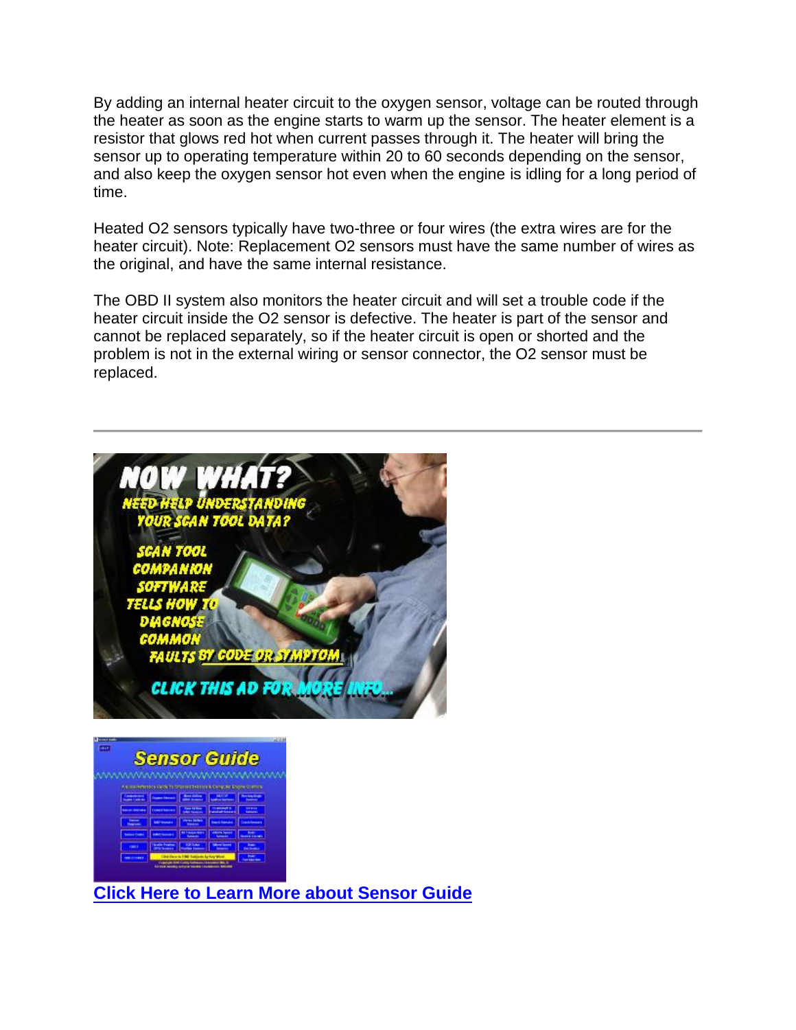By adding an internal heater circuit to the oxygen sensor, voltage can be routed through the heater as soon as the engine starts to warm up the sensor. The heater element is a resistor that glows red hot when current passes through it. The heater will bring the sensor up to operating temperature within 20 to 60 seconds depending on the sensor, and also keep the oxygen sensor hot even when the engine is idling for a long period of time.

Heated O2 sensors typically have two-three or four wires (the extra wires are for the heater circuit). Note: Replacement O2 sensors must have the same number of wires as the original, and have the same internal resistance.

The OBD II system also monitors the heater circuit and will set a trouble code if the heater circuit inside the O2 sensor is defective. The heater is part of the sensor and cannot be replaced separately, so if the heater circuit is open or shorted and the problem is not in the external wiring or sensor connector, the O2 sensor must be replaced.

---

**Click Here to Learn More about Sensor Guide**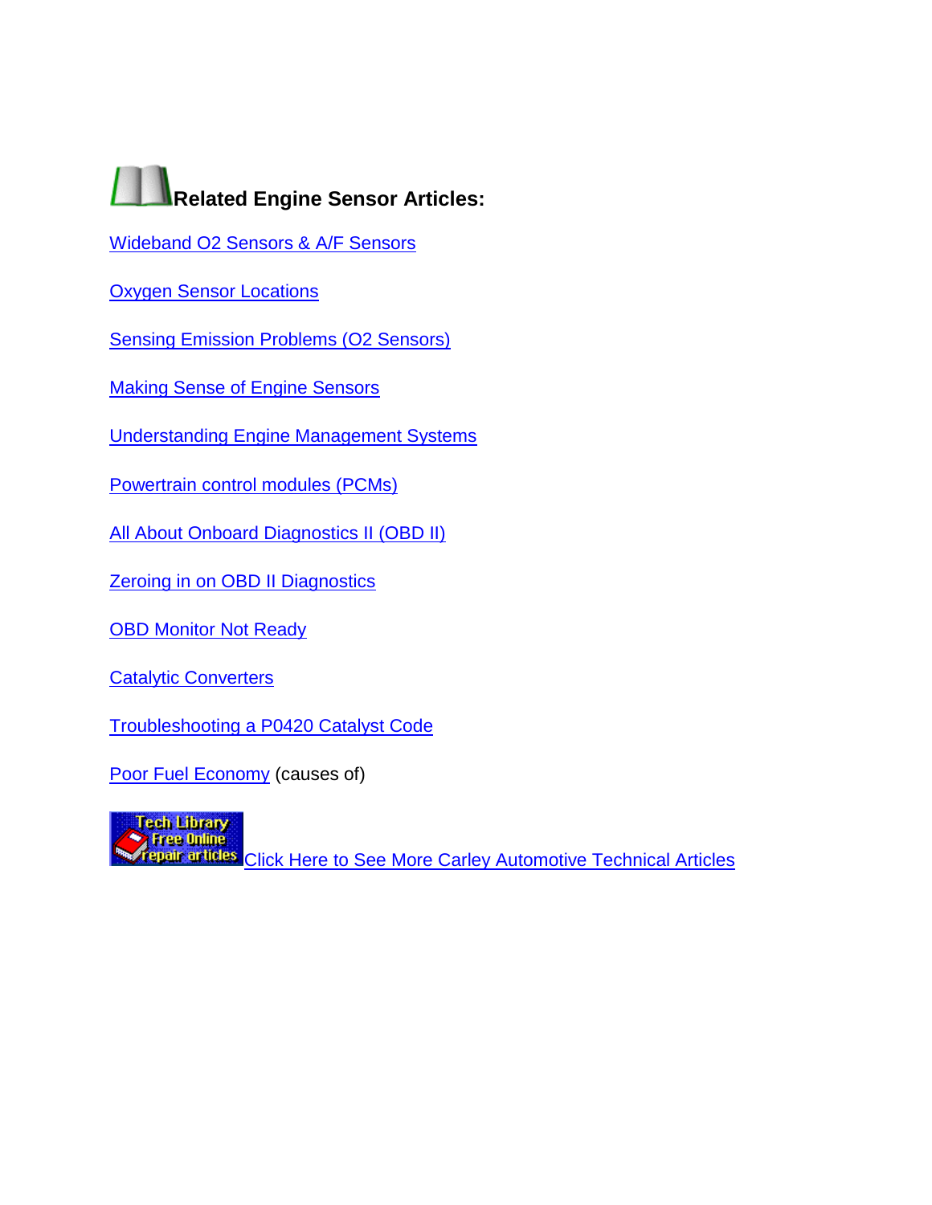## Related Engine Sensor Articles:

Wideband O2 Sensors & A/F Sensors

Oxygen Sensor Locations

Sensing Emission Problems (O2 Sensors)

Making Sense of Engine Sensors

Understanding Engine Management Systems

Powertrain control modules (PCMs)

All About Onboard Diagnostics II (OBD II)

Zeroing in on OBD II Diagnostics

OBD Monitor Not Ready

Catalytic Converters

Troubleshooting a P0420 Catalyst Code

Poor Fuel Economy (causes of)

Click Here to See More Carley Automotive Technical Articles